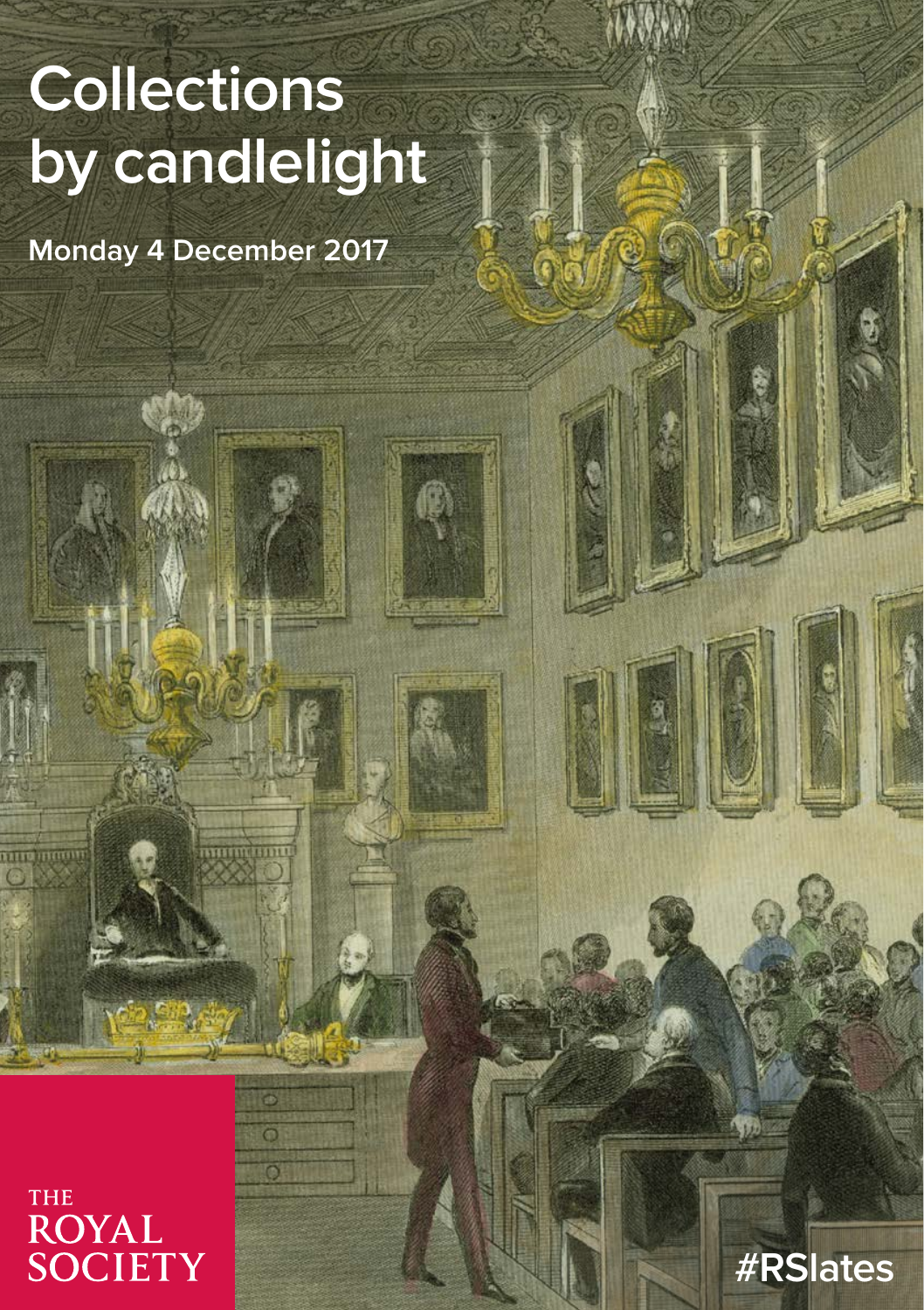# Collections by candlelight

**Monday 4 December 2017**

THE ROYAL SOCIETY

#RSlates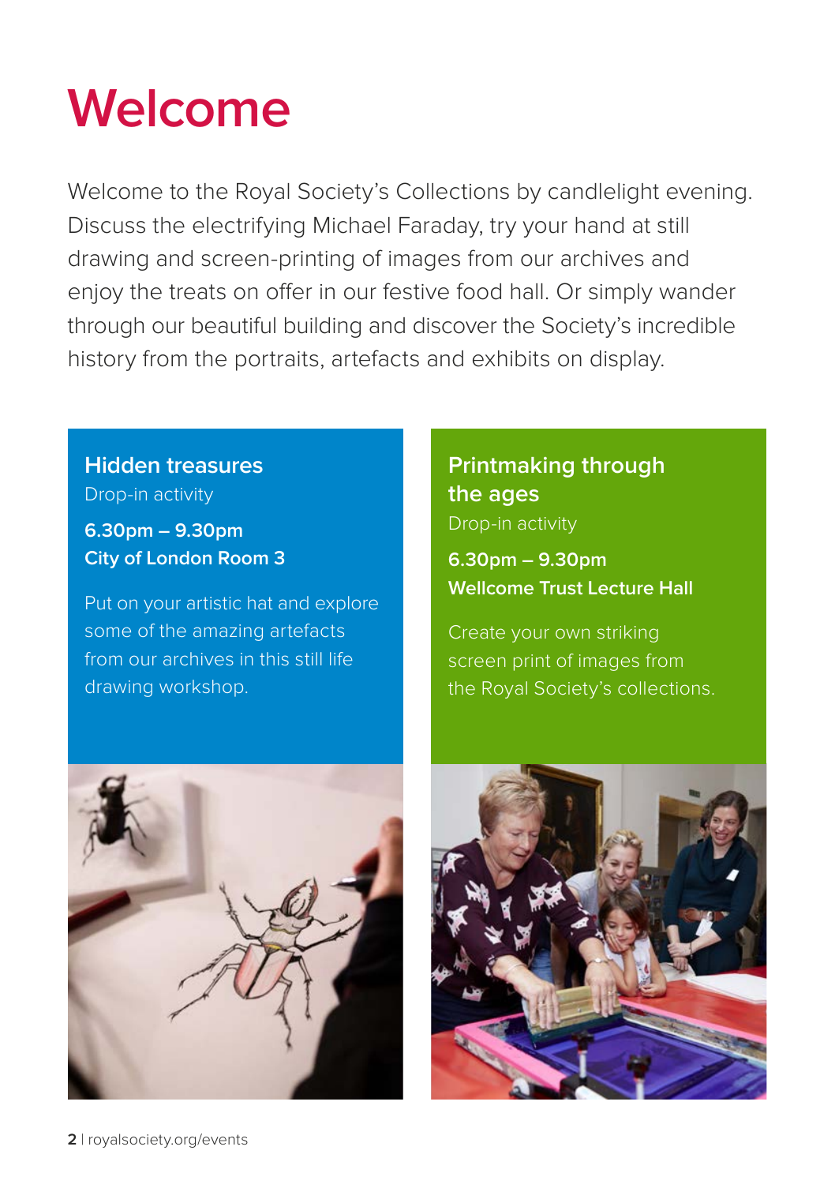# Welcome

Welcome to the Royal Society's Collections by candlelight evening. Discuss the electrifying Michael Faraday, try your hand at still drawing and screen-printing of images from our archives and enjoy the treats on offer in our festive food hall. Or simply wander through our beautiful building and discover the Society's incredible history from the portraits, artefacts and exhibits on display.

## Hidden treasures

Drop-in activity

**6.30pm – 9.30pm**
**City of London Room 3**

Put on your artistic hat and explore some of the amazing artefacts from our archives in this still life drawing workshop.

## Printmaking through the ages

Drop-in activity

**6.30pm – 9.30pm**
**Wellcome Trust Lecture Hall**

Create your own striking screen print of images from the Royal Society's collections.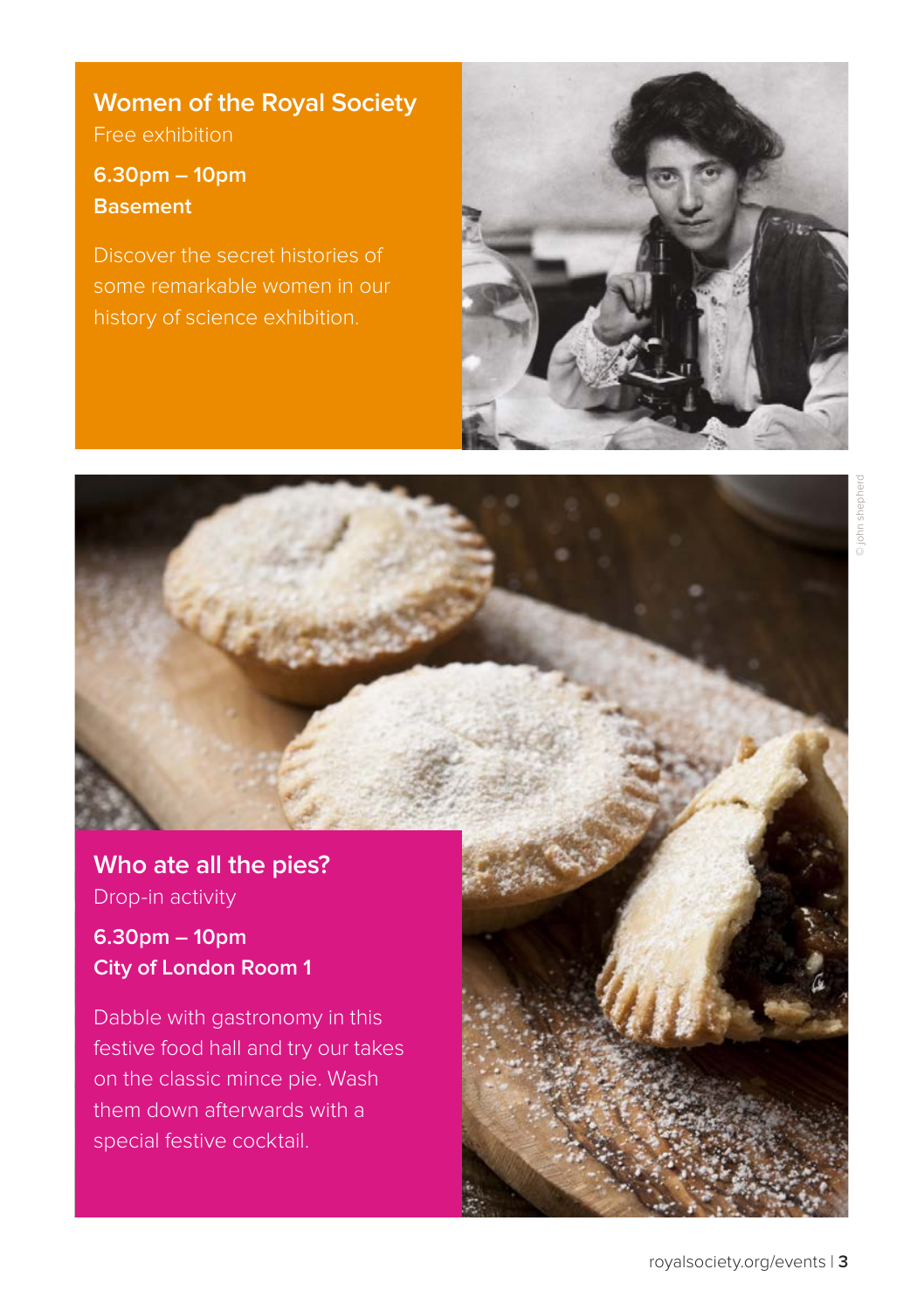## Women of the Royal Society

Free exhibition

**6.30pm – 10pm**
**Basement**

Discover the secret histories of some remarkable women in our history of science exhibition.

© john shepherd

## Who ate all the pies?

Drop-in activity

**6.30pm – 10pm**
**City of London Room 1**

Dabble with gastronomy in this festive food hall and try our takes on the classic mince pie. Wash them down afterwards with a special festive cocktail.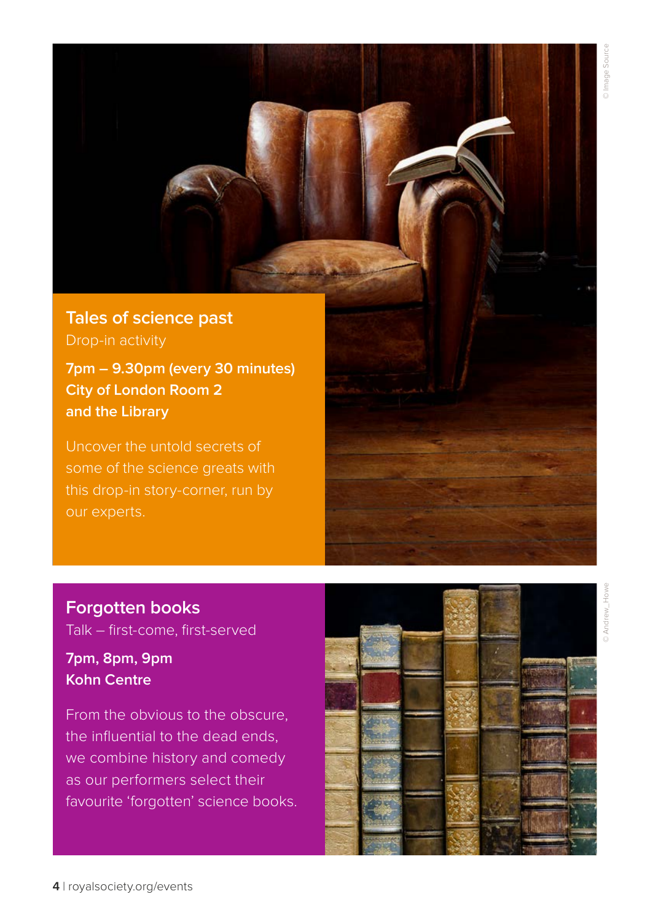## Tales of science past

Drop-in activity

**7pm – 9.30pm (every 30 minutes)**
**City of London Room 2**
**and the Library**

Uncover the untold secrets of some of the science greats with this drop-in story-corner, run by our experts.

© Image Source

## Forgotten books

Talk – first-come, first-served

**7pm, 8pm, 9pm**
**Kohn Centre**

From the obvious to the obscure, the influential to the dead ends, we combine history and comedy as our performers select their favourite 'forgotten' science books.

© Andrew_Howe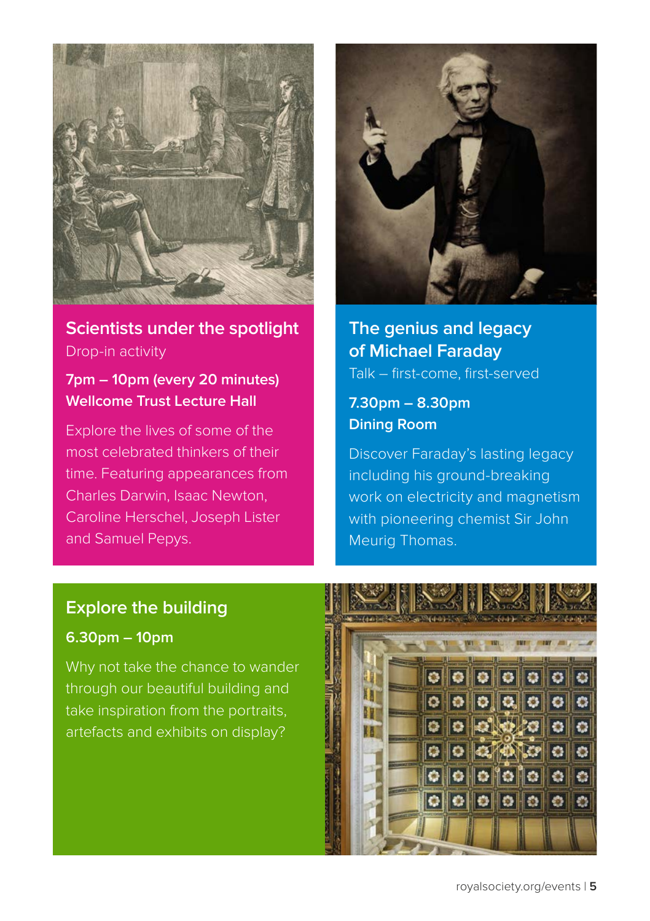## Scientists under the spotlight

Drop-in activity

**7pm – 10pm (every 20 minutes)**
**Wellcome Trust Lecture Hall**

Explore the lives of some of the most celebrated thinkers of their time. Featuring appearances from Charles Darwin, Isaac Newton, Caroline Herschel, Joseph Lister and Samuel Pepys.

## The genius and legacy of Michael Faraday

Talk – first-come, first-served

**7.30pm – 8.30pm**
**Dining Room**

Discover Faraday's lasting legacy including his ground-breaking work on electricity and magnetism with pioneering chemist Sir John Meurig Thomas.

## Explore the building

**6.30pm – 10pm**

Why not take the chance to wander through our beautiful building and take inspiration from the portraits, artefacts and exhibits on display?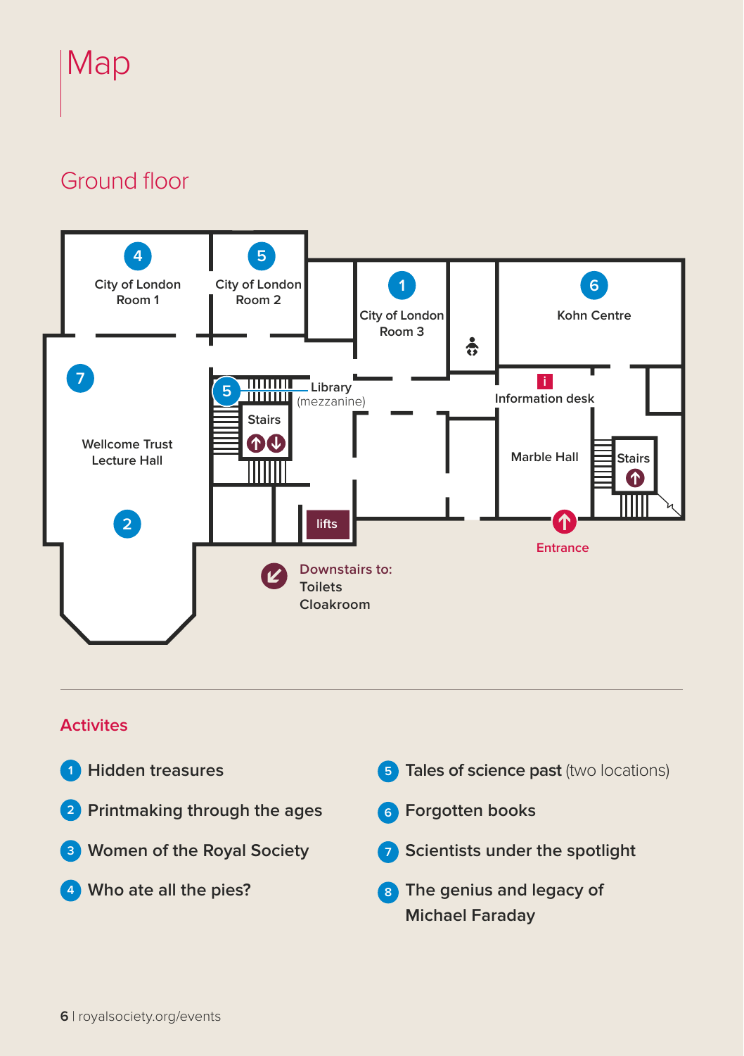# Map

## Ground floor

4 City of London Room 1

5 City of London Room 2

1 City of London Room 3

6 Kohn Centre

7 Wellcome Trust Lecture Hall

2

5 Library (mezzanine)

Stairs

Information desk

Marble Hall

Stairs

lifts

Entrance

Downstairs to:
Toilets
Cloakroom

### Activites

1. Hidden treasures
2. Printmaking through the ages
3. Women of the Royal Society
4. Who ate all the pies?
5. **Tales of science past** (two locations)
6. Forgotten books
7. Scientists under the spotlight
8. The genius and legacy of Michael Faraday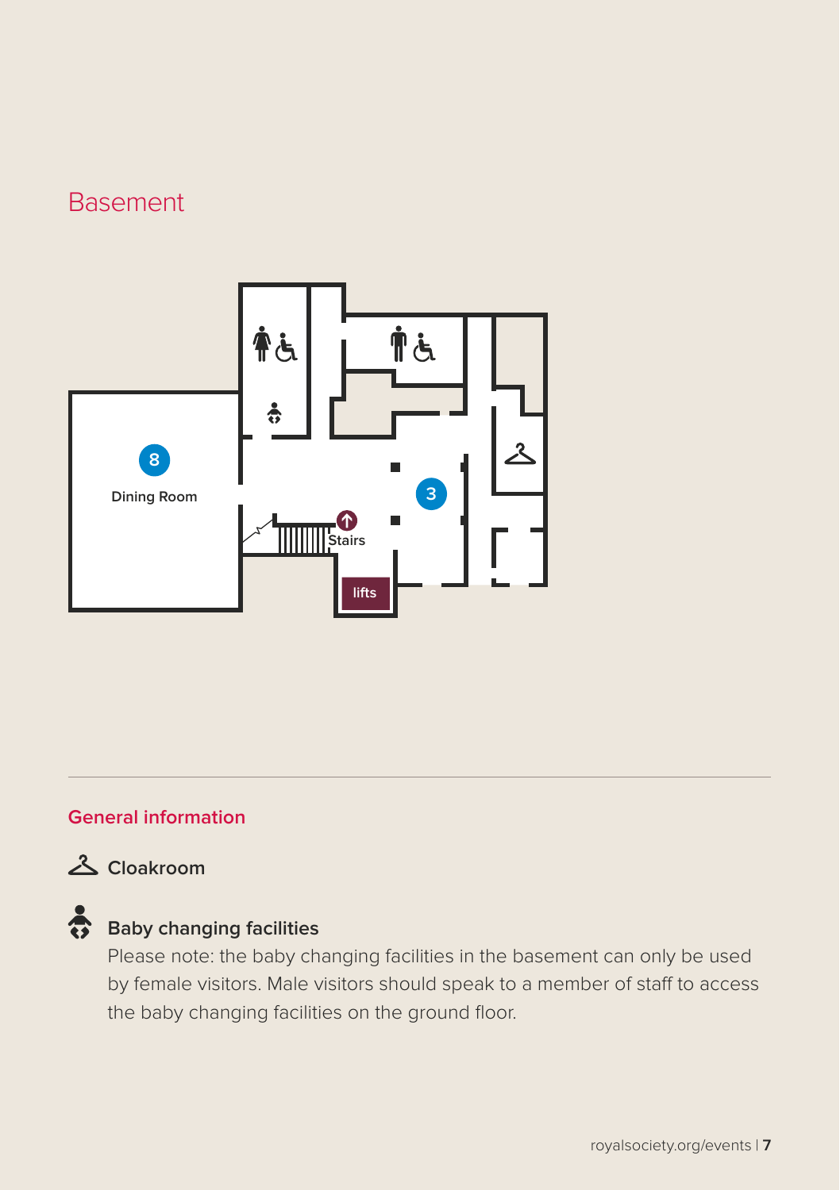# Basement

8

Dining Room

3

Stairs

lifts

## General information

Cloakroom

**Baby changing facilities**

Please note: the baby changing facilities in the basement can only be used by female visitors. Male visitors should speak to a member of staff to access the baby changing facilities on the ground floor.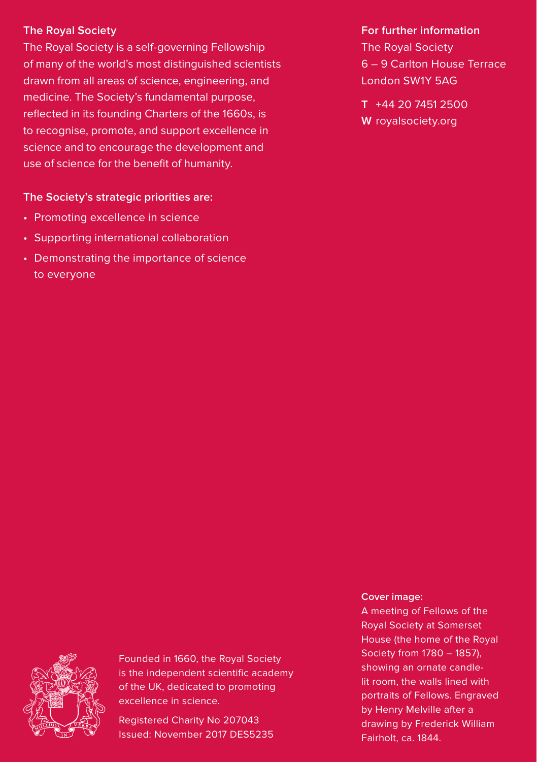## The Royal Society

The Royal Society is a self-governing Fellowship of many of the world's most distinguished scientists drawn from all areas of science, engineering, and medicine. The Society's fundamental purpose, reflected in its founding Charters of the 1660s, is to recognise, promote, and support excellence in science and to encourage the development and use of science for the benefit of humanity.

**The Society's strategic priorities are:**

- Promoting excellence in science
- Supporting international collaboration
- Demonstrating the importance of science to everyone

**For further information**

The Royal Society
6 – 9 Carlton House Terrace
London SW1Y 5AG

**T** +44 20 7451 2500
**W** royalsociety.org

**Cover image:**
A meeting of Fellows of the Royal Society at Somerset House (the home of the Royal Society from 1780 – 1857), showing an ornate candle-lit room, the walls lined with portraits of Fellows. Engraved by Henry Melville after a drawing by Frederick William Fairholt, ca. 1844.

Founded in 1660, the Royal Society is the independent scientific academy of the UK, dedicated to promoting excellence in science.

Registered Charity No 207043
Issued: November 2017 DES5235